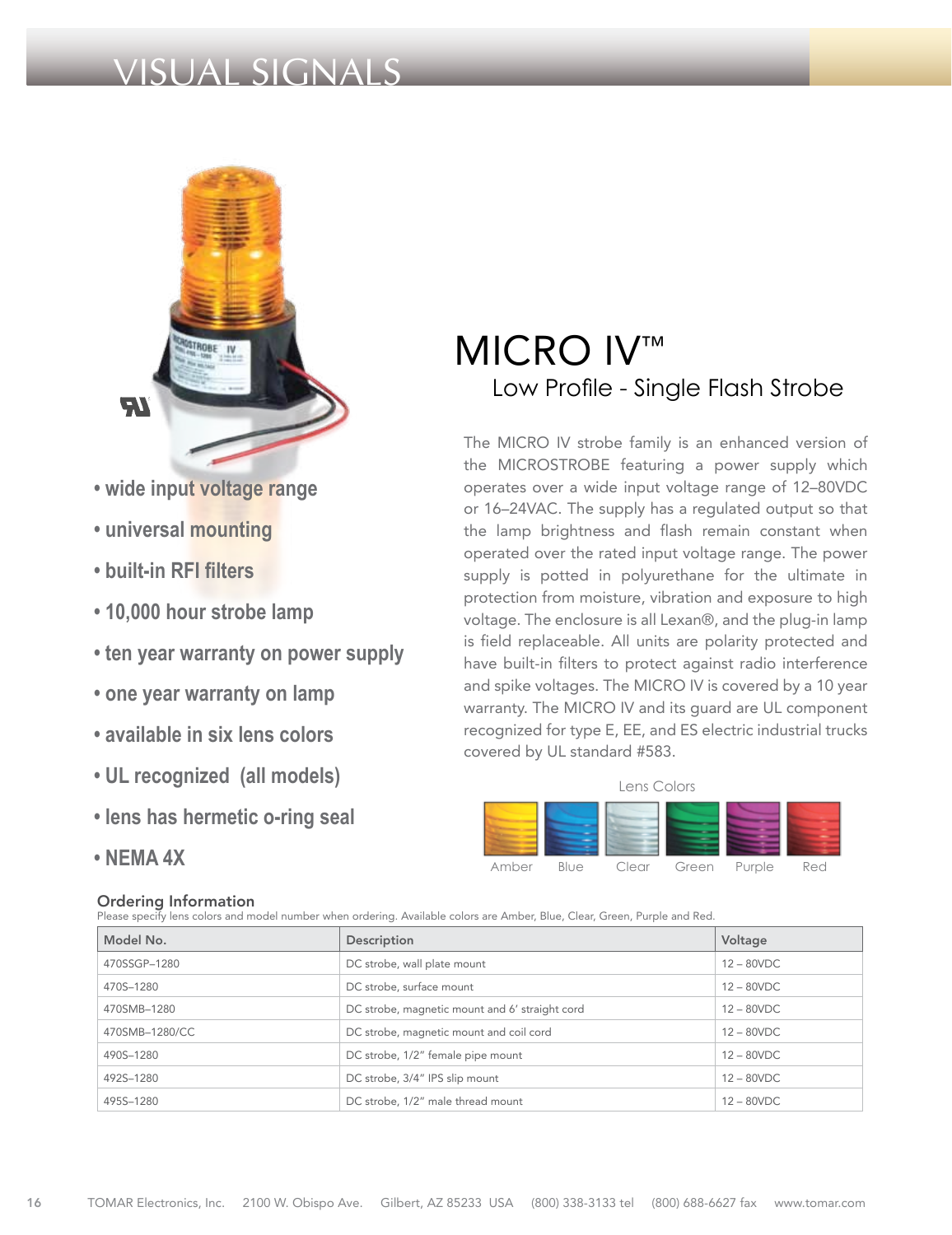# VISUAL SIGNALS

- wide input voltage range
- universal mounting
- built-in RFI filters
- 10,000 hour strobe lamp
- ten year warranty on power supply
- one year warranty on lamp
- available in six lens colors
- UL recognized (all models)
- lens has hermetic o-ring seal
- NEMA 4X

## MICRO IV™

### Low Profile - Single Flash Strobe

The MICRO IV strobe family is an enhanced version of the MICROSTROBE featuring a power supply which operates over a wide input voltage range of 12–80VDC or 16–24VAC. The supply has a regulated output so that the lamp brightness and flash remain constant when operated over the rated input voltage range. The power supply is potted in polyurethane for the ultimate in protection from moisture, vibration and exposure to high voltage. The enclosure is all Lexan®, and the plug-in lamp is field replaceable. All units are polarity protected and have built-in filters to protect against radio interference and spike voltages. The MICRO IV is covered by a 10 year warranty. The MICRO IV and its guard are UL component recognized for type E, EE, and ES electric industrial trucks covered by UL standard #583.

Lens Colors

Amber Blue Clear Green Purple Red

### Ordering Information

Please specify lens colors and model number when ordering. Available colors are Amber, Blue, Clear, Green, Purple and Red.

| Model No. | Description | Voltage |
|---|---|---|
| 470SSGP–1280 | DC strobe, wall plate mount | 12 – 80VDC |
| 470S–1280 | DC strobe, surface mount | 12 – 80VDC |
| 470SMB–1280 | DC strobe, magnetic mount and 6' straight cord | 12 – 80VDC |
| 470SMB–1280/CC | DC strobe, magnetic mount and coil cord | 12 – 80VDC |
| 490S–1280 | DC strobe, 1/2" female pipe mount | 12 – 80VDC |
| 492S–1280 | DC strobe, 3/4" IPS slip mount | 12 – 80VDC |
| 495S–1280 | DC strobe, 1/2" male thread mount | 12 – 80VDC |

TOMAR Electronics, Inc. 2100 W. Obispo Ave. Gilbert, AZ 85233 USA (800) 338-3133 tel (800) 688-6627 fax www.tomar.com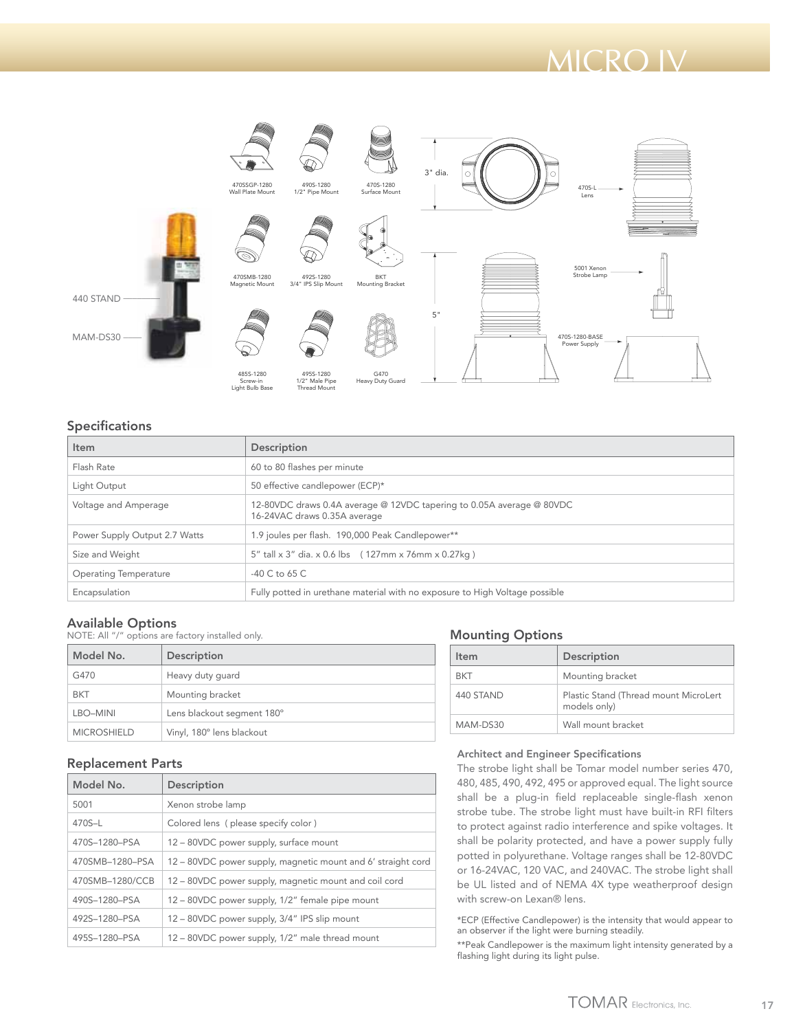# MICRO IV

440 STAND

MAM-DS30

470SSGP-1280
Wall Plate Mount

490S-1280
1/2" Pipe Mount

470S-1280
Surface Mount

470SMB-1280
Magnetic Mount

492S-1280
3/4" IPS Slip Mount

BKT
Mounting Bracket

485S-1280
Screw-in
Light Bulb Base

495S-1280
1/2" Male Pipe
Thread Mount

G470
Heavy Duty Guard

3" dia.

470S-L
Lens

5001 Xenon
Strobe Lamp

5"

470S-1280-BASE
Power Supply

## Specifications

| Item | Description |
|---|---|
| Flash Rate | 60 to 80 flashes per minute |
| Light Output | 50 effective candlepower (ECP)* |
| Voltage and Amperage | 12-80VDC draws 0.4A average @ 12VDC tapering to 0.05A average @ 80VDC<br>16-24VAC draws 0.35A average |
| Power Supply Output 2.7 Watts | 1.9 joules per flash. 190,000 Peak Candlepower** |
| Size and Weight | 5" tall x 3" dia. x 0.6 lbs (127mm x 76mm x 0.27kg) |
| Operating Temperature | -40 C to 65 C |
| Encapsulation | Fully potted in urethane material with no exposure to High Voltage possible |

## Available Options

NOTE: All "/" options are factory installed only.

| Model No. | Description |
|---|---|
| G470 | Heavy duty guard |
| BKT | Mounting bracket |
| LBO–MINI | Lens blackout segment 180° |
| MICROSHIELD | Vinyl, 180° lens blackout |

## Replacement Parts

| Model No. | Description |
|---|---|
| 5001 | Xenon strobe lamp |
| 470S–L | Colored lens (please specify color) |
| 470S–1280–PSA | 12 – 80VDC power supply, surface mount |
| 470SMB–1280–PSA | 12 – 80VDC power supply, magnetic mount and 6' straight cord |
| 470SMB–1280/CCB | 12 – 80VDC power supply, magnetic mount and coil cord |
| 490S–1280–PSA | 12 – 80VDC power supply, 1/2" female pipe mount |
| 492S–1280–PSA | 12 – 80VDC power supply, 3/4" IPS slip mount |
| 495S–1280–PSA | 12 – 80VDC power supply, 1/2" male thread mount |

## Mounting Options

| Item | Description |
|---|---|
| BKT | Mounting bracket |
| 440 STAND | Plastic Stand (Thread mount MicroLert models only) |
| MAM-DS30 | Wall mount bracket |

### Architect and Engineer Specifications

The strobe light shall be Tomar model number series 470, 480, 485, 490, 492, 495 or approved equal. The light source shall be a plug-in field replaceable single-flash xenon strobe tube. The strobe light must have built-in RFI filters to protect against radio interference and spike voltages. It shall be polarity protected, and have a power supply fully potted in polyurethane. Voltage ranges shall be 12-80VDC or 16-24VAC, 120 VAC, and 240VAC. The strobe light shall be UL listed and of NEMA 4X type weatherproof design with screw-on Lexan® lens.

*ECP (Effective Candlepower) is the intensity that would appear to an observer if the light were burning steadily.

**Peak Candlepower is the maximum light intensity generated by a flashing light during its light pulse.